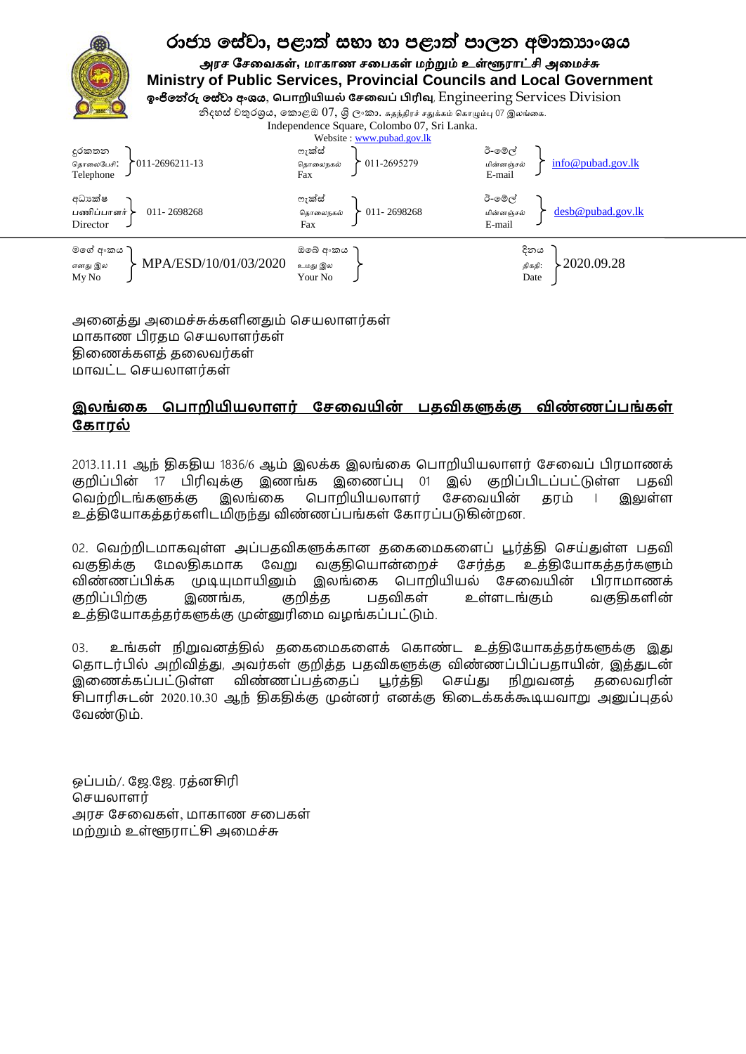# රාජ්‍ය සේවා, පළාත් සභා හා පළාත් පාලන අමාත්‍යාංශය

**அரச சேவைகள், மாகாண சபைகள் மற்றும் உள்ளூராட்சி அமைச்சு**

**Ministry of Public Services, Provincial Councils and Local Government**

**ඉංජිනේරු සේවා අංශය, பொறியியல் சேவைப் பிரிவு,** Engineering Services Division

නිදහස් චතුරශ්‍රය, කොළඹ 07, ශ්‍රී ලංකා. சுதந்திரச் சதுக்கம் கொழும்பு 07 இலங்கை.

Independence Square, Colombo 07, Sri Lanka.

Website : www.pubad.gov.lk

| | | | | | |
|---|---|---|---|---|---|
| දුරකතන / தொலைபேசி / Telephone | 011-2696211-13 | ෆැක්ස් / தொலைநகல் / Fax | 011-2695279 | ඊ-මේල් / மின்னஞ்சல் / E-mail | info@pubad.gov.lk |
| අධ්‍යක්ෂ / பணிப்பாளர் / Director | 011- 2698268 | ෆැක්ස් / தொலைநகல் / Fax | 011- 2698268 | ඊ-මේල් / மின்னஞ்சல் / E-mail | desb@pubad.gov.lk |
| මගේ අංකය / எனது இல / My No | MPA/ESD/10/01/03/2020 | ඔබේ අංකය / உமது இல / Your No | | දිනය / திகதி / Date | 2020.09.28 |

அனைத்து அமைச்சுக்களினதும் செயலாளர்கள்
மாகாண பிரதம செயலாளர்கள்
திணைக்களத் தலைவர்கள்
மாவட்ட செயலாளர்கள்

## இலங்கை பொறியியலாளர் சேவையின் பதவிகளுக்கு விண்ணப்பங்கள் கோரல்

2013.11.11 ஆந் திகதிய 1836/6 ஆம் இலக்க இலங்கை பொறியியலாளர் சேவைப் பிரமாணக் குறிப்பின் 17 பிரிவுக்கு இணங்க இணைப்பு 01 இல் குறிப்பிடப்பட்டுள்ள பதவி வெற்றிடங்களுக்கு இலங்கை பொறியியலாளர் சேவையின் தரம் I இலுள்ள உத்தியோகத்தர்களிடமிருந்து விண்ணப்பங்கள் கோரப்படுகின்றன.

02. வெற்றிடமாகவுள்ள அப்பதவிகளுக்கான தகைமைகளைப் பூர்த்தி செய்துள்ள பதவி வகுதிக்கு மேலதிகமாக வேறு வகுதியொன்றைச் சேர்த்த உத்தியோகத்தர்களும் விண்ணப்பிக்க முடியுமாயினும் இலங்கை பொறியியல் சேவையின் பிராமாணக் குறிப்பிற்கு இணங்க, குறித்த பதவிகள் உள்ளடங்கும் வகுதிகளின் உத்தியோகத்தர்களுக்கு முன்னுரிமை வழங்கப்பட்டும்.

03. உங்கள் நிறுவனத்தில் தகைமைகளைக் கொண்ட உத்தியோகத்தர்களுக்கு இது தொடர்பில் அறிவித்து, அவர்கள் குறித்த பதவிகளுக்கு விண்ணப்பிப்பதாயின், இத்துடன் இணைக்கப்பட்டுள்ள விண்ணப்பத்தைப் பூர்த்தி செய்து நிறுவனத் தலைவரின் சிபாரிசுடன் 2020.10.30 ஆந் திகதிக்கு முன்னர் எனக்கு கிடைக்கக்கூடியவாறு அனுப்புதல் வேண்டும்.

ஒப்பம்/. ஜே.ஜே. ரத்னசிரி
செயலாளர்
அரச சேவைகள், மாகாண சபைகள்
மற்றும் உள்ளூராட்சி அமைச்சு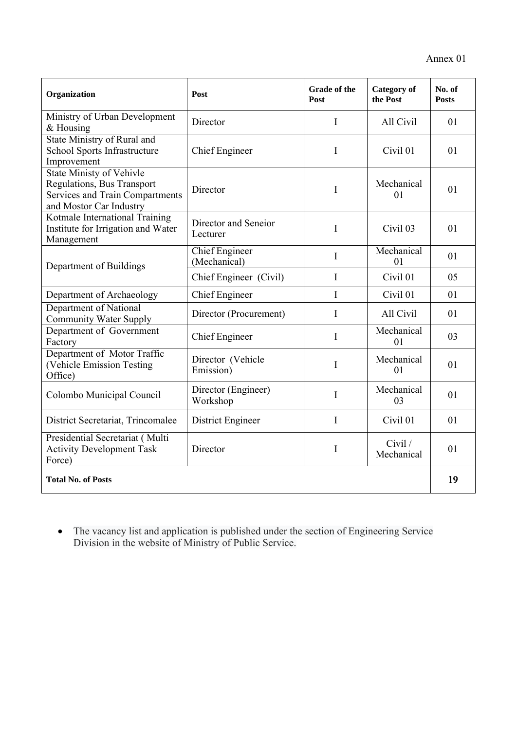Annex 01

| Organization | Post | Grade of the Post | Category of the Post | No. of Posts |
|---|---|---|---|---|
| Ministry of Urban Development & Housing | Director | I | All Civil | 01 |
| State Ministry of Rural and School Sports Infrastructure Improvement | Chief Engineer | I | Civil 01 | 01 |
| State Ministy of Vehivle Regulations, Bus Transport Services and Train Compartments and Mostor Car Industry | Director | I | Mechanical 01 | 01 |
| Kotmale International Training Institute for Irrigation and Water Management | Director and Seneior Lecturer | I | Civil 03 | 01 |
| Department of Buildings | Chief Engineer (Mechanical) | I | Mechanical 01 | 01 |
| | Chief Engineer (Civil) | I | Civil 01 | 05 |
| Department of Archaeology | Chief Engineer | I | Civil 01 | 01 |
| Department of National Community Water Supply | Director (Procurement) | I | All Civil | 01 |
| Department of Government Factory | Chief Engineer | I | Mechanical 01 | 03 |
| Department of Motor Traffic (Vehicle Emission Testing Office) | Director (Vehicle Emission) | I | Mechanical 01 | 01 |
| Colombo Municipal Council | Director (Engineer) Workshop | I | Mechanical 03 | 01 |
| District Secretariat, Trincomalee | District Engineer | I | Civil 01 | 01 |
| Presidential Secretariat ( Multi Activity Development Task Force) | Director | I | Civil / Mechanical | 01 |
| **Total No. of Posts** | | | | **19** |

- The vacancy list and application is published under the section of Engineering Service Division in the website of Ministry of Public Service.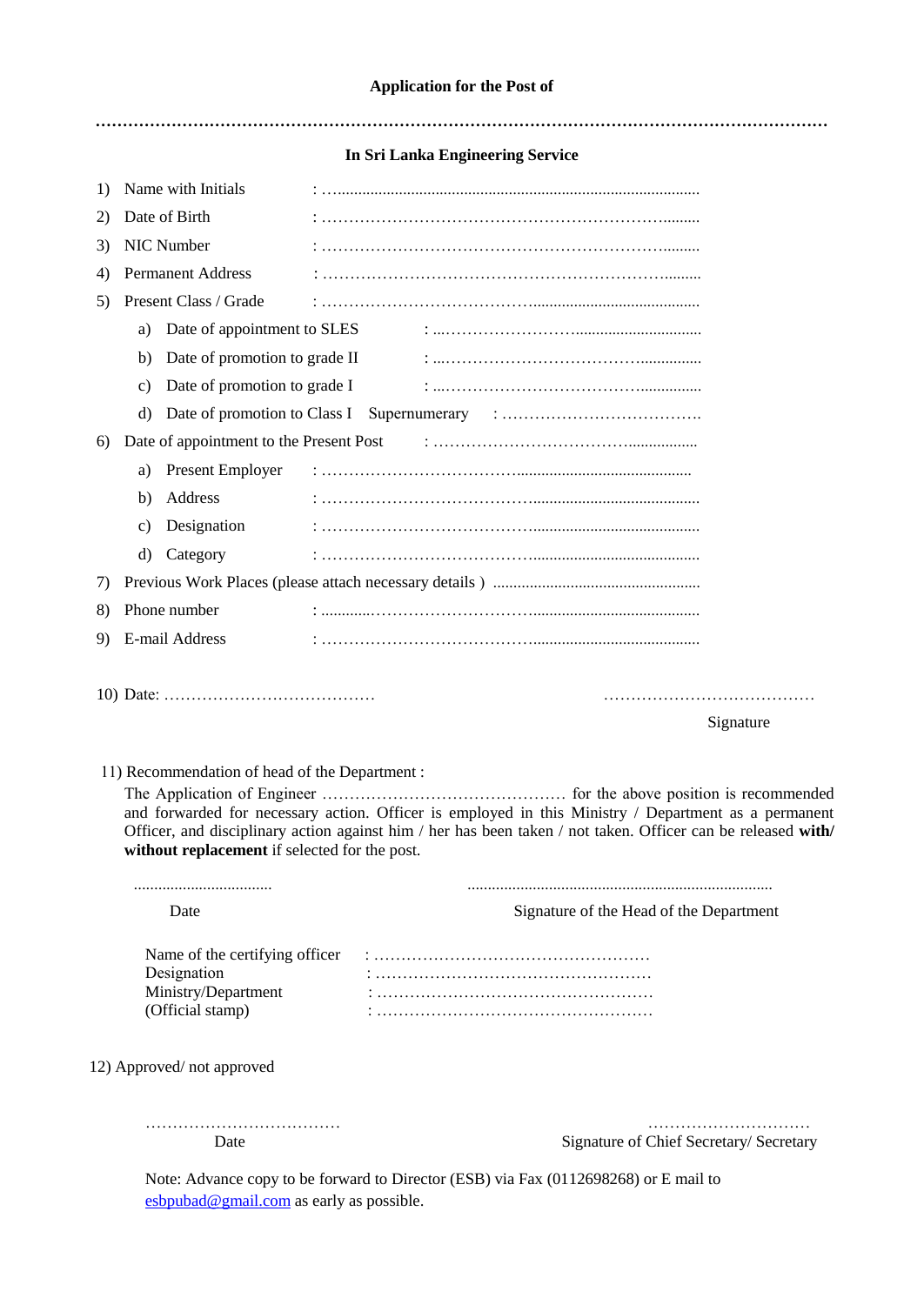**Application for the Post of**

…………………………………………………………………………………………………………………

**In Sri Lanka Engineering Service**

1) Name with Initials : …........................................................................................
2) Date of Birth : ………………………………………………………….........
3) NIC Number : ………………………………………………………….........
4) Permanent Address : ………………………………………………………….........
5) Present Class / Grade : ………………………………….........................................
   a) Date of appointment to SLES : ...……………………...............................
   b) Date of promotion to grade II : ...………………………………..............
   c) Date of promotion to grade I : ...………………………………..............
   d) Date of promotion to Class I Supernumerary : ……………………………….
6) Date of appointment to the Present Post : ……………………………….................
   a) Present Employer : ……………………………….........................................
   b) Address : ………………………………….........................................
   c) Designation : ………………………………….........................................
   d) Category : ………………………………….........................................
7) Previous Work Places (please attach necessary details ) ...................................................
8) Phone number : ............………………………….........................................
9) E-mail Address : ………………………………….........................................

10) Date: ………………………………… …………………………………

Signature

11) Recommendation of head of the Department :

The Application of Engineer ……………………………………… for the above position is recommended and forwarded for necessary action. Officer is employed in this Ministry / Department as a permanent Officer, and disciplinary action against him / her has been taken / not taken. Officer can be released **with/ without replacement** if selected for the post.

.................................. ...........................................................................

Date Signature of the Head of the Department

Name of the certifying officer : ……………………………………………
Designation : ……………………………………………
Ministry/Department : ……………………………………………
(Official stamp) : ……………………………………………

12) Approved/ not approved

……………………………… …………………………

Date Signature of Chief Secretary/ Secretary

Note: Advance copy to be forward to Director (ESB) via Fax (0112698268) or E mail to esbpubad@gmail.com as early as possible.